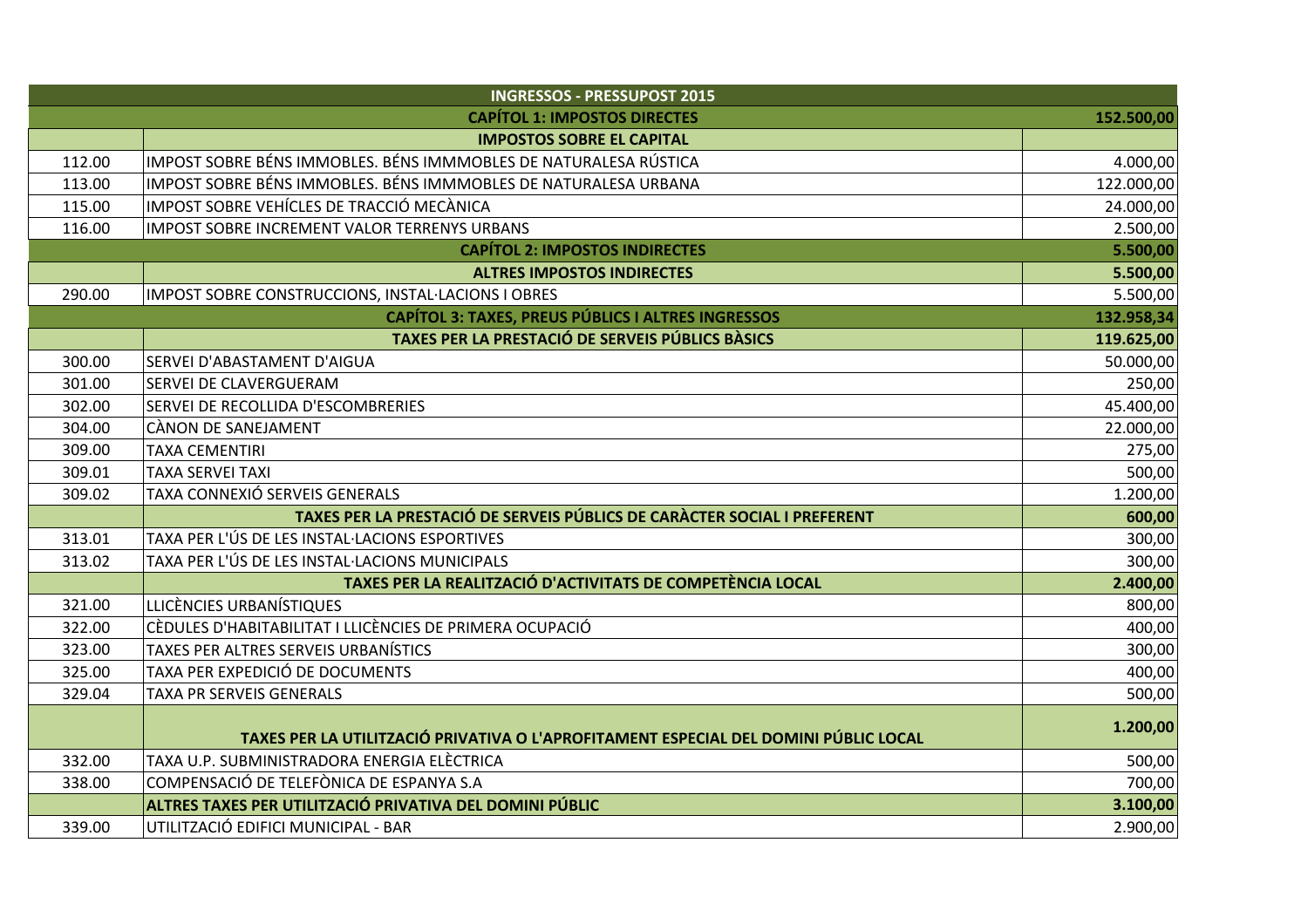| | INGRESSOS - PRESSUPOST 2015 | |
|---|---|---|
| | **CAPÍTOL 1: IMPOSTOS DIRECTES** | **152.500,00** |
| | **IMPOSTOS SOBRE EL CAPITAL** | |
| 112.00 | IMPOST SOBRE BÉNS IMMOBLES. BÉNS IMMMOBLES DE NATURALESA RÚSTICA | 4.000,00 |
| 113.00 | IMPOST SOBRE BÉNS IMMOBLES. BÉNS IMMMOBLES DE NATURALESA URBANA | 122.000,00 |
| 115.00 | IMPOST SOBRE VEHÍCLES DE TRACCIÓ MECÀNICA | 24.000,00 |
| 116.00 | IMPOST SOBRE INCREMENT VALOR TERRENYS URBANS | 2.500,00 |
| | **CAPÍTOL 2: IMPOSTOS INDIRECTES** | **5.500,00** |
| | **ALTRES IMPOSTOS INDIRECTES** | **5.500,00** |
| 290.00 | IMPOST SOBRE CONSTRUCCIONS, INSTAL·LACIONS I OBRES | 5.500,00 |
| | **CAPÍTOL 3: TAXES, PREUS PÚBLICS I ALTRES INGRESSOS** | **132.958,34** |
| | **TAXES PER LA PRESTACIÓ DE SERVEIS PÚBLICS BÀSICS** | **119.625,00** |
| 300.00 | SERVEI D'ABASTAMENT D'AIGUA | 50.000,00 |
| 301.00 | SERVEI DE CLAVERGUERAM | 250,00 |
| 302.00 | SERVEI DE RECOLLIDA D'ESCOMBRERIES | 45.400,00 |
| 304.00 | CÀNON DE SANEJAMENT | 22.000,00 |
| 309.00 | TAXA CEMENTIRI | 275,00 |
| 309.01 | TAXA SERVEI TAXI | 500,00 |
| 309.02 | TAXA CONNEXIÓ SERVEIS GENERALS | 1.200,00 |
| | **TAXES PER LA PRESTACIÓ DE SERVEIS PÚBLICS DE CARÀCTER SOCIAL I PREFERENT** | **600,00** |
| 313.01 | TAXA PER L'ÚS DE LES INSTAL·LACIONS ESPORTIVES | 300,00 |
| 313.02 | TAXA PER L'ÚS DE LES INSTAL·LACIONS MUNICIPALS | 300,00 |
| | **TAXES PER LA REALITZACIÓ D'ACTIVITATS DE COMPETÈNCIA LOCAL** | **2.400,00** |
| 321.00 | LLICÈNCIES URBANÍSTIQUES | 800,00 |
| 322.00 | CÈDULES D'HABITABILITAT I LLICÈNCIES DE PRIMERA OCUPACIÓ | 400,00 |
| 323.00 | TAXES PER ALTRES SERVEIS URBANÍSTICS | 300,00 |
| 325.00 | TAXA PER EXPEDICIÓ DE DOCUMENTS | 400,00 |
| 329.04 | TAXA PR SERVEIS GENERALS | 500,00 |
| | **TAXES PER LA UTILITZACIÓ PRIVATIVA O L'APROFITAMENT ESPECIAL DEL DOMINI PÚBLIC LOCAL** | **1.200,00** |
| 332.00 | TAXA U.P. SUBMINISTRADORA ENERGIA ELÈCTRICA | 500,00 |
| 338.00 | COMPENSACIÓ DE TELEFÒNICA DE ESPANYA S.A | 700,00 |
| | **ALTRES TAXES PER UTILITZACIÓ PRIVATIVA DEL DOMINI PÚBLIC** | **3.100,00** |
| 339.00 | UTILITZACIÓ EDIFICI MUNICIPAL - BAR | 2.900,00 |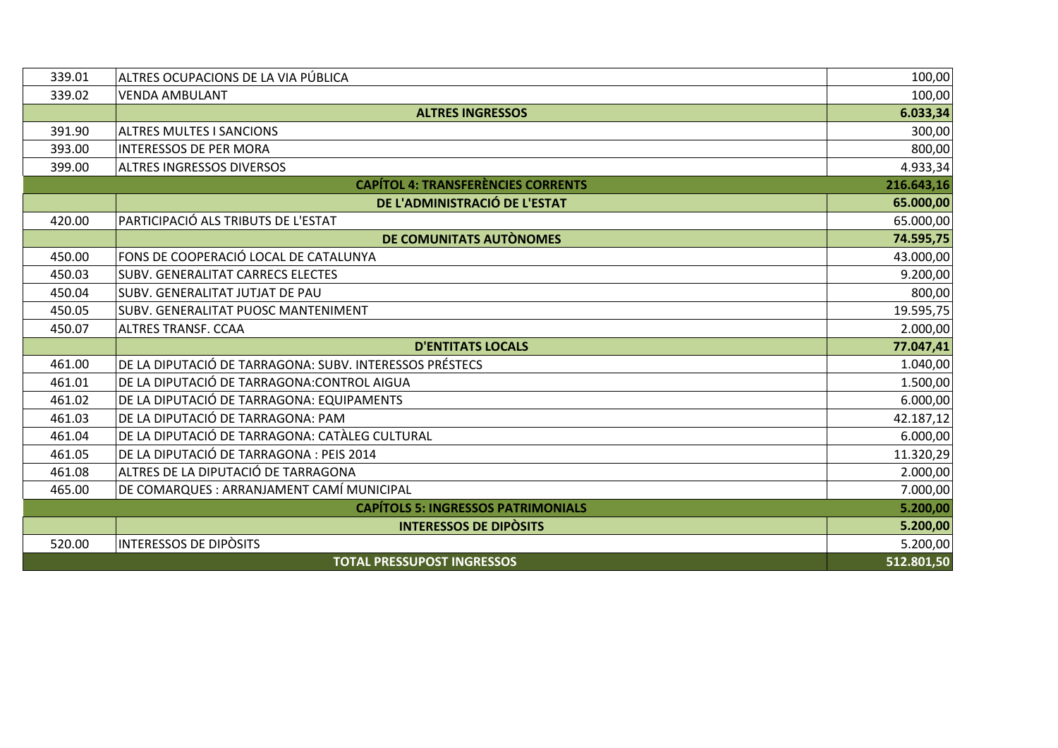| | | |
|---|---|---|
| 339.01 | ALTRES OCUPACIONS DE LA VIA PÚBLICA | 100,00 |
| 339.02 | VENDA AMBULANT | 100,00 |
| | **ALTRES INGRESSOS** | **6.033,34** |
| 391.90 | ALTRES MULTES I SANCIONS | 300,00 |
| 393.00 | INTERESSOS DE PER MORA | 800,00 |
| 399.00 | ALTRES INGRESSOS DIVERSOS | 4.933,34 |
| | **CAPÍTOL 4: TRANSFERÈNCIES CORRENTS** | **216.643,16** |
| | **DE L'ADMINISTRACIÓ DE L'ESTAT** | **65.000,00** |
| 420.00 | PARTICIPACIÓ ALS TRIBUTS DE L'ESTAT | 65.000,00 |
| | **DE COMUNITATS AUTÒNOMES** | **74.595,75** |
| 450.00 | FONS DE COOPERACIÓ LOCAL DE CATALUNYA | 43.000,00 |
| 450.03 | SUBV. GENERALITAT CARRECS ELECTES | 9.200,00 |
| 450.04 | SUBV. GENERALITAT JUTJAT DE PAU | 800,00 |
| 450.05 | SUBV. GENERALITAT PUOSC MANTENIMENT | 19.595,75 |
| 450.07 | ALTRES TRANSF. CCAA | 2.000,00 |
| | **D'ENTITATS LOCALS** | **77.047,41** |
| 461.00 | DE LA DIPUTACIÓ DE TARRAGONA: SUBV. INTERESSOS PRÉSTECS | 1.040,00 |
| 461.01 | DE LA DIPUTACIÓ DE TARRAGONA:CONTROL AIGUA | 1.500,00 |
| 461.02 | DE LA DIPUTACIÓ DE TARRAGONA: EQUIPAMENTS | 6.000,00 |
| 461.03 | DE LA DIPUTACIÓ DE TARRAGONA: PAM | 42.187,12 |
| 461.04 | DE LA DIPUTACIÓ DE TARRAGONA: CATÀLEG CULTURAL | 6.000,00 |
| 461.05 | DE LA DIPUTACIÓ DE TARRAGONA : PEIS 2014 | 11.320,29 |
| 461.08 | ALTRES DE LA DIPUTACIÓ DE TARRAGONA | 2.000,00 |
| 465.00 | DE COMARQUES : ARRANJAMENT CAMÍ MUNICIPAL | 7.000,00 |
| | **CAPÍTOLS 5: INGRESSOS PATRIMONIALS** | **5.200,00** |
| | **INTERESSOS DE DIPÒSITS** | **5.200,00** |
| 520.00 | INTERESSOS DE DIPÒSITS | 5.200,00 |
| | **TOTAL PRESSUPOST INGRESSOS** | **512.801,50** |